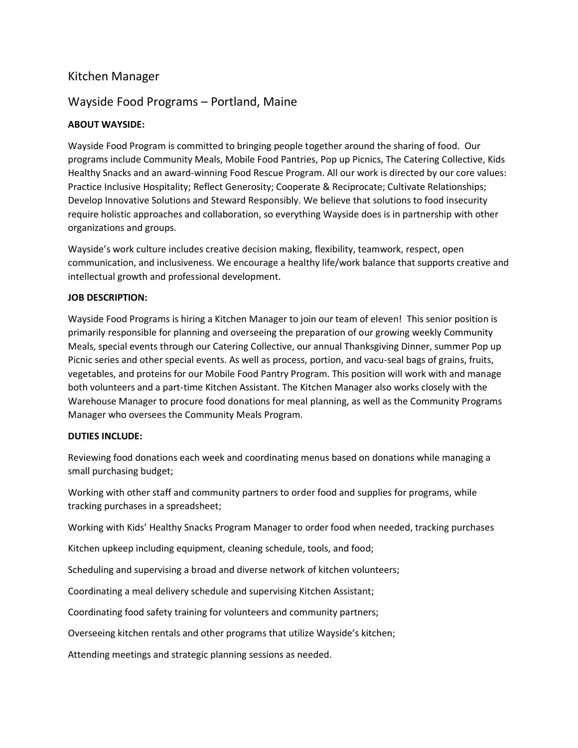# Kitchen Manager

## Wayside Food Programs – Portland, Maine

**ABOUT WAYSIDE:**

Wayside Food Program is committed to bringing people together around the sharing of food. Our programs include Community Meals, Mobile Food Pantries, Pop up Picnics, The Catering Collective, Kids Healthy Snacks and an award-winning Food Rescue Program. All our work is directed by our core values: Practice Inclusive Hospitality; Reflect Generosity; Cooperate & Reciprocate; Cultivate Relationships; Develop Innovative Solutions and Steward Responsibly. We believe that solutions to food insecurity require holistic approaches and collaboration, so everything Wayside does is in partnership with other organizations and groups.

Wayside's work culture includes creative decision making, flexibility, teamwork, respect, open communication, and inclusiveness. We encourage a healthy life/work balance that supports creative and intellectual growth and professional development.

**JOB DESCRIPTION:**

Wayside Food Programs is hiring a Kitchen Manager to join our team of eleven! This senior position is primarily responsible for planning and overseeing the preparation of our growing weekly Community Meals, special events through our Catering Collective, our annual Thanksgiving Dinner, summer Pop up Picnic series and other special events. As well as process, portion, and vacu-seal bags of grains, fruits, vegetables, and proteins for our Mobile Food Pantry Program. This position will work with and manage both volunteers and a part-time Kitchen Assistant. The Kitchen Manager also works closely with the Warehouse Manager to procure food donations for meal planning, as well as the Community Programs Manager who oversees the Community Meals Program.

**DUTIES INCLUDE:**

Reviewing food donations each week and coordinating menus based on donations while managing a small purchasing budget;

Working with other staff and community partners to order food and supplies for programs, while tracking purchases in a spreadsheet;

Working with Kids' Healthy Snacks Program Manager to order food when needed, tracking purchases

Kitchen upkeep including equipment, cleaning schedule, tools, and food;

Scheduling and supervising a broad and diverse network of kitchen volunteers;

Coordinating a meal delivery schedule and supervising Kitchen Assistant;

Coordinating food safety training for volunteers and community partners;

Overseeing kitchen rentals and other programs that utilize Wayside's kitchen;

Attending meetings and strategic planning sessions as needed.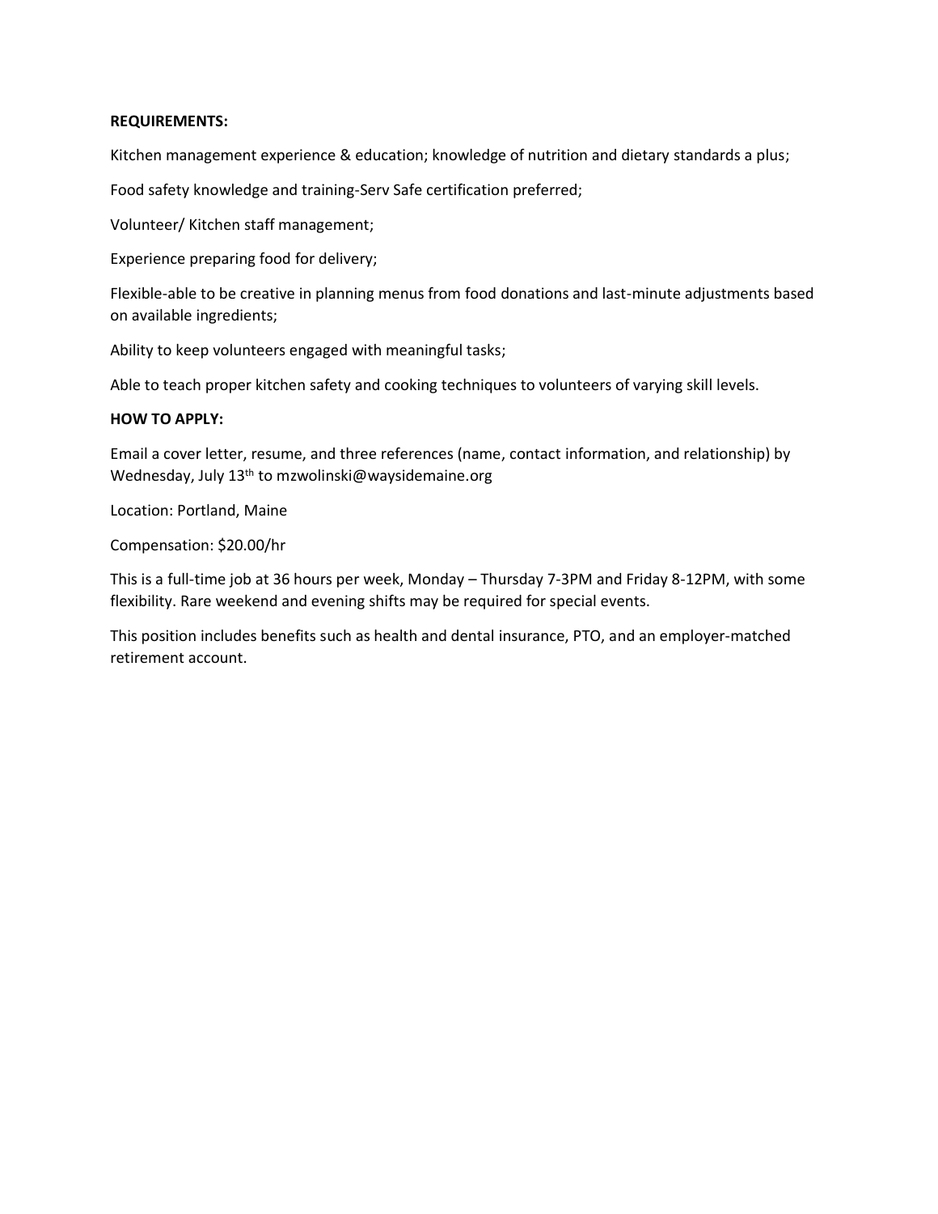**REQUIREMENTS:**

Kitchen management experience & education; knowledge of nutrition and dietary standards a plus;

Food safety knowledge and training-Serv Safe certification preferred;

Volunteer/ Kitchen staff management;

Experience preparing food for delivery;

Flexible-able to be creative in planning menus from food donations and last-minute adjustments based on available ingredients;

Ability to keep volunteers engaged with meaningful tasks;

Able to teach proper kitchen safety and cooking techniques to volunteers of varying skill levels.

**HOW TO APPLY:**

Email a cover letter, resume, and three references (name, contact information, and relationship) by Wednesday, July 13th to mzwolinski@waysidemaine.org

Location: Portland, Maine

Compensation: $20.00/hr

This is a full-time job at 36 hours per week, Monday – Thursday 7-3PM and Friday 8-12PM, with some flexibility. Rare weekend and evening shifts may be required for special events.

This position includes benefits such as health and dental insurance, PTO, and an employer-matched retirement account.